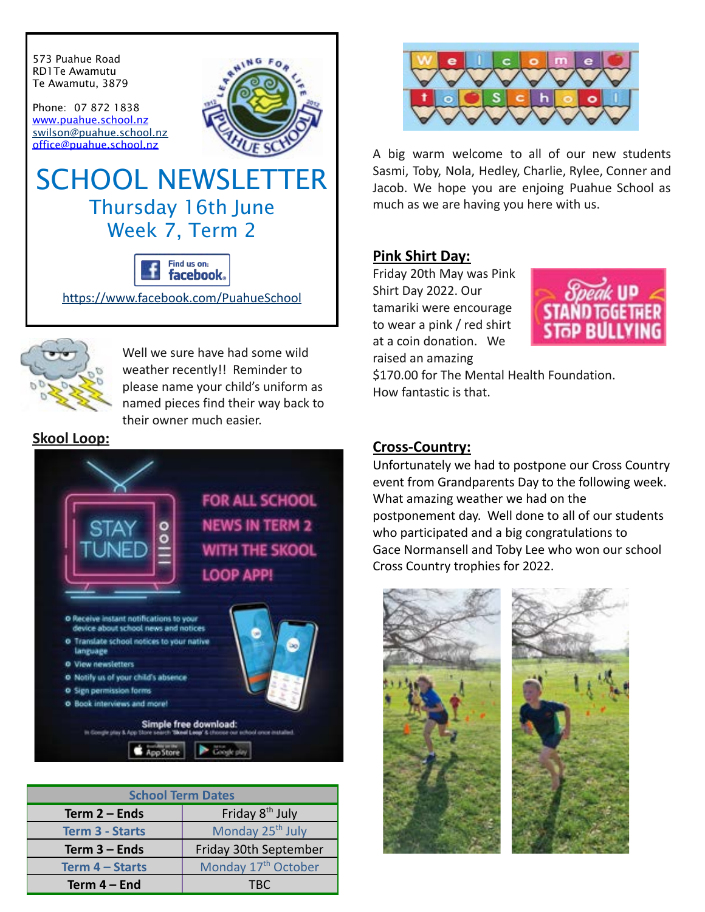573 Puahue Road
RD1 Te Awamutu
Te Awamutu, 3879

Phone: 07 872 1838
www.puahue.school.nz
swilson@puahue.school.nz
office@puahue.school.nz

# SCHOOL NEWSLETTER

## Thursday 16th June
## Week 7, Term 2

Find us on: facebook

https://www.facebook.com/PuahueSchool

Well we sure have had some wild weather recently!! Reminder to please name your child's uniform as named pieces find their way back to their owner much easier.

**Skool Loop:**

STAY TUNED FOR ALL SCHOOL NEWS IN TERM 2 WITH THE SKOOL LOOP APP!

- Receive instant notifications to your device about school news and notices
- Translate school notices to your native language
- View newsletters
- Notify us of your child's absence
- Sign permission forms
- Book interviews and more!

Simple free download:

| School Term Dates | |
|---|---|
| **Term 2 – Ends** | Friday 8th July |
| **Term 3 - Starts** | Monday 25th July |
| **Term 3 – Ends** | Friday 30th September |
| **Term 4 – Starts** | Monday 17th October |
| **Term 4 – End** | TBC |

Welcome to School

A big warm welcome to all of our new students Sasmi, Toby, Nola, Hedley, Charlie, Rylee, Conner and Jacob. We hope you are enjoing Puahue School as much as we are having you here with us.

**Pink Shirt Day:**

Friday 20th May was Pink Shirt Day 2022. Our tamariki were encourage to wear a pink / red shirt at a coin donation. We raised an amazing $170.00 for The Mental Health Foundation. How fantastic is that.

Speak UP STAND TOGETHER STOP BULLYING

**Cross-Country:**

Unfortunately we had to postpone our Cross Country event from Grandparents Day to the following week. What amazing weather we had on the postponement day. Well done to all of our students who participated and a big congratulations to Gace Normansell and Toby Lee who won our school Cross Country trophies for 2022.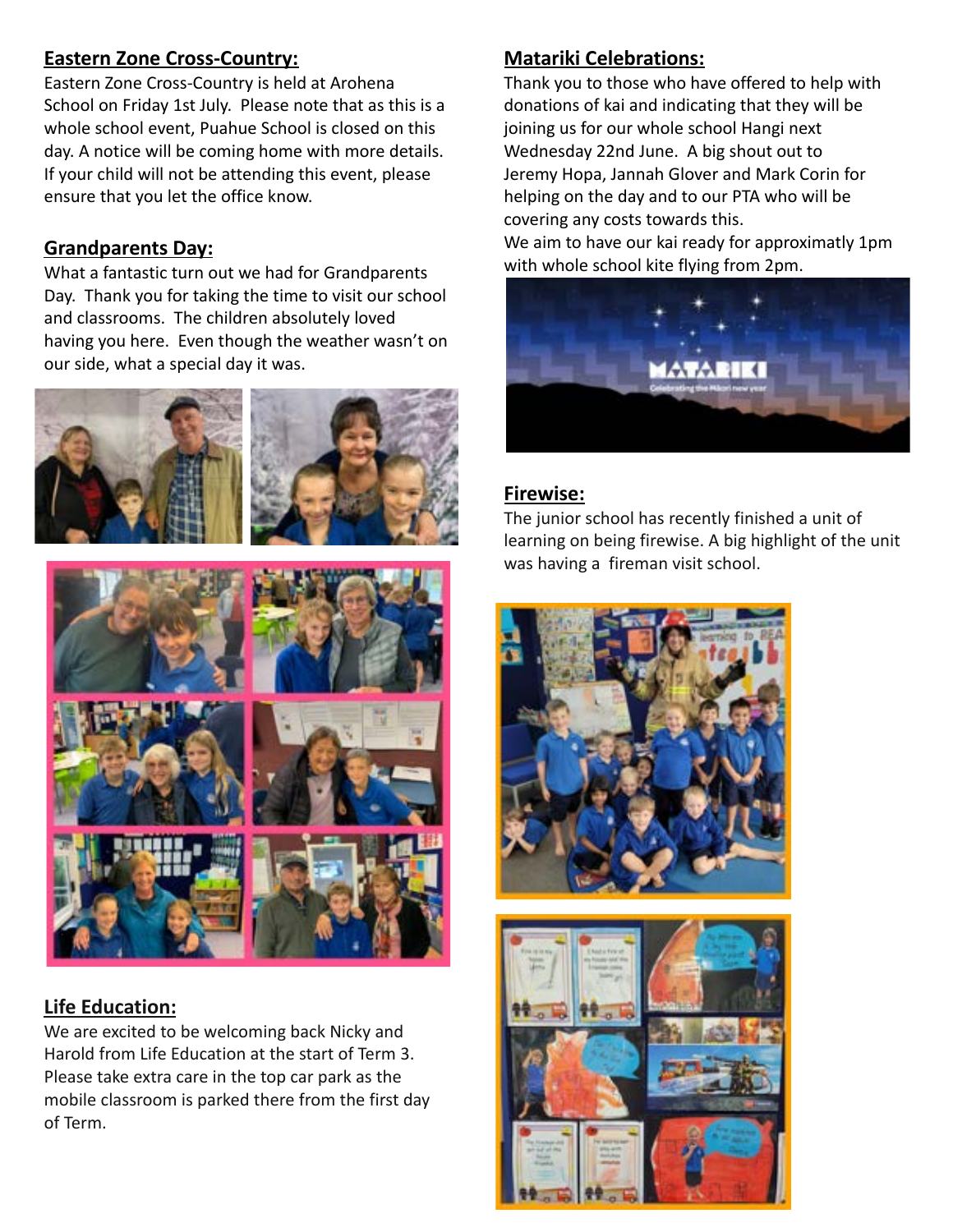## Eastern Zone Cross-Country:

Eastern Zone Cross-Country is held at Arohena School on Friday 1st July. Please note that as this is a whole school event, Puahue School is closed on this day. A notice will be coming home with more details. If your child will not be attending this event, please ensure that you let the office know.

## Grandparents Day:

What a fantastic turn out we had for Grandparents Day. Thank you for taking the time to visit our school and classrooms. The children absolutely loved having you here. Even though the weather wasn't on our side, what a special day it was.

## Life Education:

We are excited to be welcoming back Nicky and Harold from Life Education at the start of Term 3. Please take extra care in the top car park as the mobile classroom is parked there from the first day of Term.

## Matariki Celebrations:

Thank you to those who have offered to help with donations of kai and indicating that they will be joining us for our whole school Hangi next Wednesday 22nd June. A big shout out to Jeremy Hopa, Jannah Glover and Mark Corin for helping on the day and to our PTA who will be covering any costs towards this.

We aim to have our kai ready for approximately 1pm with whole school kite flying from 2pm.

## Firewise:

The junior school has recently finished a unit of learning on being firewise. A big highlight of the unit was having a fireman visit school.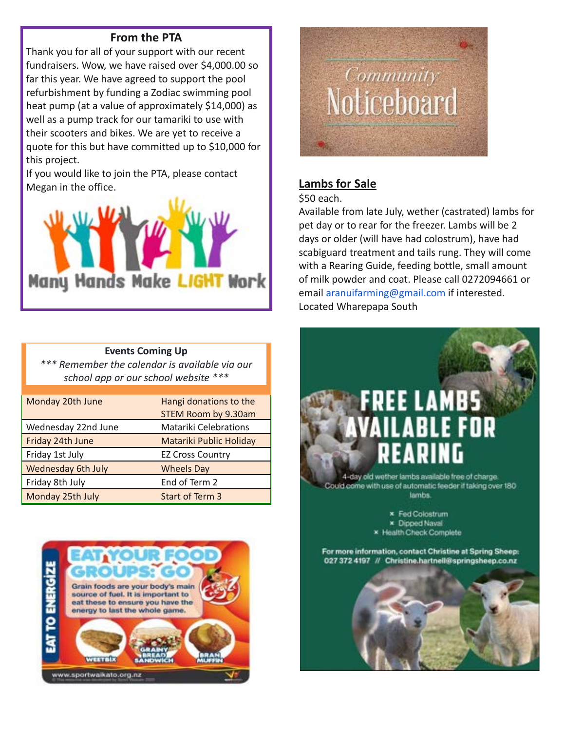## From the PTA

Thank you for all of your support with our recent fundraisers. Wow, we have raised over $4,000.00 so far this year. We have agreed to support the pool refurbishment by funding a Zodiac swimming pool heat pump (at a value of approximately $14,000) as well as a pump track for our tamariki to use with their scooters and bikes. We are yet to receive a quote for this but have committed up to $10,000 for this project.

If you would like to join the PTA, please contact Megan in the office.

Many Hands Make LIGHT Work

## Events Coming Up

*\*\*\* Remember the calendar is available via our school app or our school website \*\*\**

| | |
|---|---|
| Monday 20th June | Hangi donations to the STEM Room by 9.30am |
| Wednesday 22nd June | Matariki Celebrations |
| Friday 24th June | Matariki Public Holiday |
| Friday 1st July | EZ Cross Country |
| Wednesday 6th July | Wheels Day |
| Friday 8th July | End of Term 2 |
| Monday 25th July | Start of Term 3 |

EAT YOUR FOOD GROUPS: GO

EAT TO ENERGIZE

Grain foods are your body's main source of fuel. It is important to eat these to ensure you have the energy to last the whole game.

WEETBIX · GRAINY BREAD SANDWICH · BRAN MUFFIN

www.sportwaikato.org.nz

# Community Noticeboard

## Lambs for Sale

$50 each.

Available from late July, wether (castrated) lambs for pet day or to rear for the freezer. Lambs will be 2 days or older (will have had colostrum), have had scabiguard treatment and tails rung. They will come with a Rearing Guide, feeding bottle, small amount of milk powder and coat. Please call 0272094661 or email aranuifarming@gmail.com if interested. Located Wharepapa South

## FREE LAMBS AVAILABLE FOR REARING

4-day old wether lambs available free of charge. Could come with use of automatic feeder if taking over 180 lambs.

- Fed Colostrum
- Dipped Naval
- Health Check Complete

For more information, contact Christine at Spring Sheep: 027 372 4197 // Christine.hartnell@springsheep.co.nz